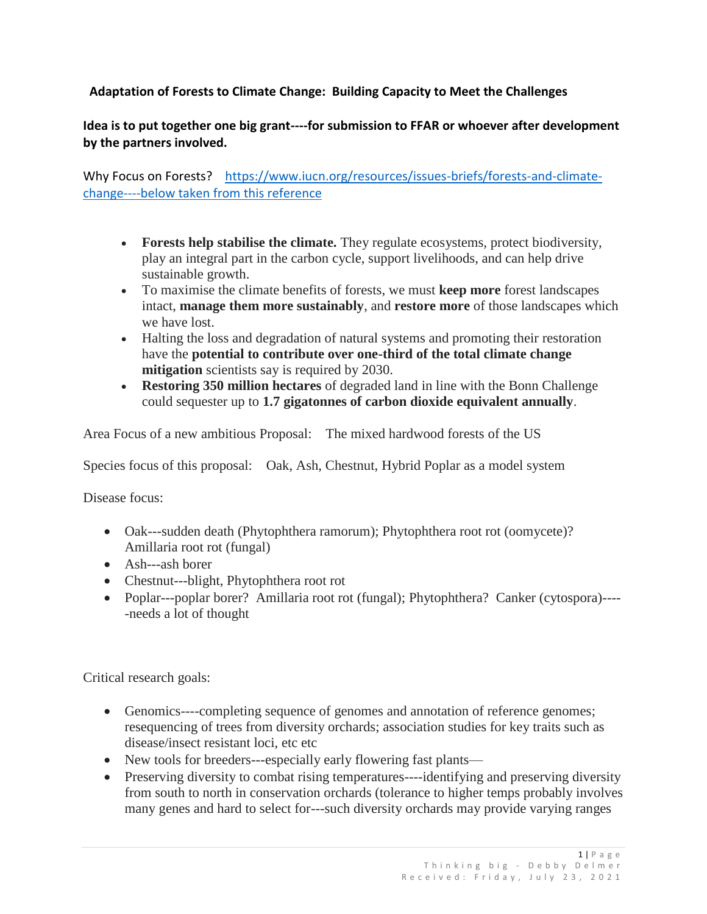**Adaptation of Forests to Climate Change: Building Capacity to Meet the Challenges**

**Idea is to put together one big grant----for submission to FFAR or whoever after development by the partners involved.**

Why Focus on Forests? [https://www.iucn.org/resources/issues-briefs/forests-and-climate-change----below taken from this reference](https://www.iucn.org/resources/issues-briefs/forests-and-climate-change)

- **Forests help stabilise the climate.** They regulate ecosystems, protect biodiversity, play an integral part in the carbon cycle, support livelihoods, and can help drive sustainable growth.
- To maximise the climate benefits of forests, we must **keep more** forest landscapes intact, **manage them more sustainably**, and **restore more** of those landscapes which we have lost.
- Halting the loss and degradation of natural systems and promoting their restoration have the **potential to contribute over one-third of the total climate change mitigation** scientists say is required by 2030.
- **Restoring 350 million hectares** of degraded land in line with the Bonn Challenge could sequester up to **1.7 gigatonnes of carbon dioxide equivalent annually**.

Area Focus of a new ambitious Proposal: The mixed hardwood forests of the US

Species focus of this proposal: Oak, Ash, Chestnut, Hybrid Poplar as a model system

Disease focus:

- Oak---sudden death (Phytophthera ramorum); Phytophthera root rot (oomycete)? Amillaria root rot (fungal)
- Ash---ash borer
- Chestnut---blight, Phytophthera root rot
- Poplar---poplar borer? Amillaria root rot (fungal); Phytophthera? Canker (cytospora)-----needs a lot of thought

Critical research goals:

- Genomics----completing sequence of genomes and annotation of reference genomes; resequencing of trees from diversity orchards; association studies for key traits such as disease/insect resistant loci, etc etc
- New tools for breeders---especially early flowering fast plants—
- Preserving diversity to combat rising temperatures----identifying and preserving diversity from south to north in conservation orchards (tolerance to higher temps probably involves many genes and hard to select for---such diversity orchards may provide varying ranges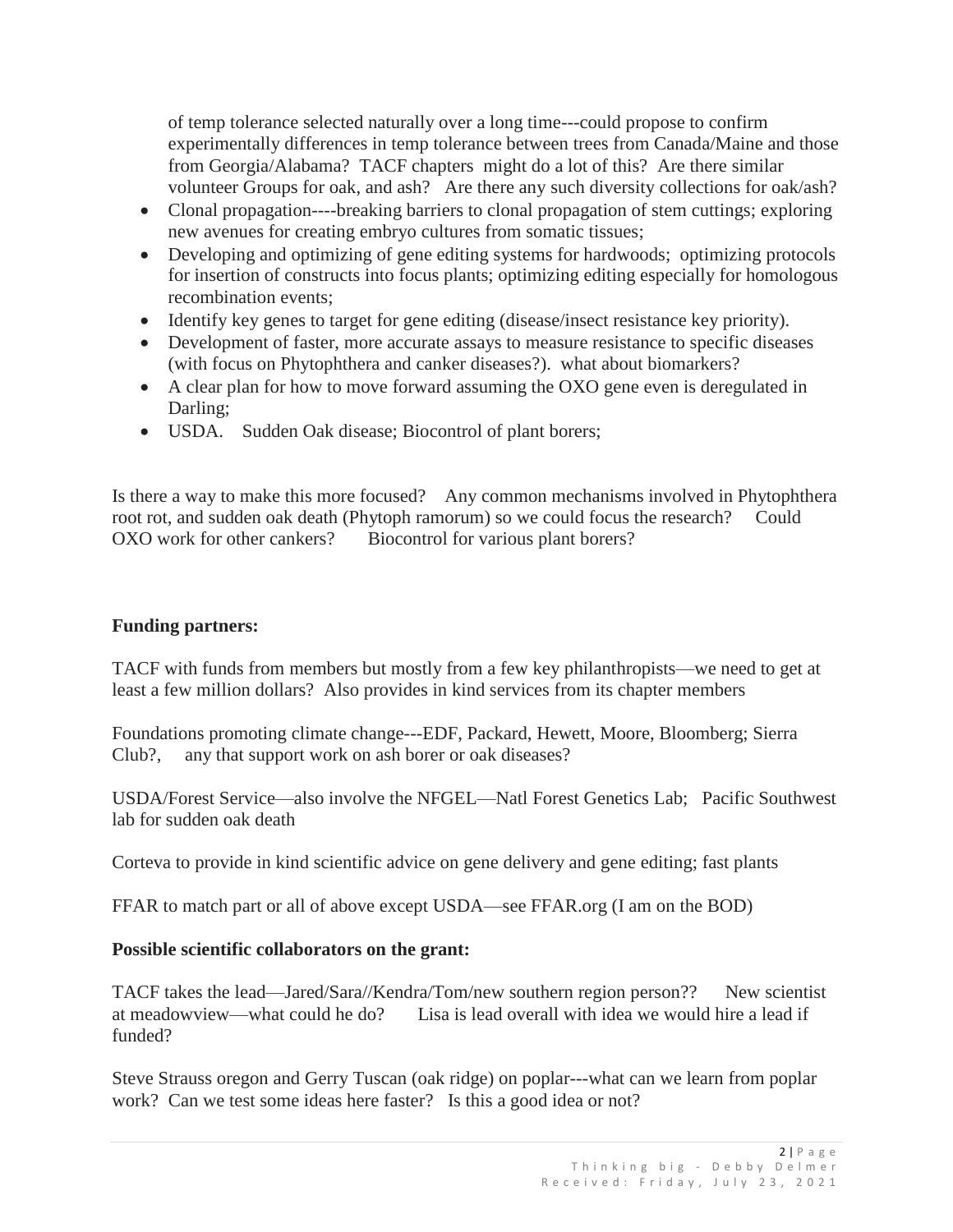of temp tolerance selected naturally over a long time---could propose to confirm experimentally differences in temp tolerance between trees from Canada/Maine and those from Georgia/Alabama? TACF chapters might do a lot of this? Are there similar volunteer Groups for oak, and ash? Are there any such diversity collections for oak/ash?

- Clonal propagation----breaking barriers to clonal propagation of stem cuttings; exploring new avenues for creating embryo cultures from somatic tissues;
- Developing and optimizing of gene editing systems for hardwoods; optimizing protocols for insertion of constructs into focus plants; optimizing editing especially for homologous recombination events;
- Identify key genes to target for gene editing (disease/insect resistance key priority).
- Development of faster, more accurate assays to measure resistance to specific diseases (with focus on Phytophthera and canker diseases?). what about biomarkers?
- A clear plan for how to move forward assuming the OXO gene even is deregulated in Darling;
- USDA. Sudden Oak disease; Biocontrol of plant borers;

Is there a way to make this more focused? Any common mechanisms involved in Phytophthera root rot, and sudden oak death (Phytoph ramorum) so we could focus the research? Could OXO work for other cankers? Biocontrol for various plant borers?

**Funding partners:**

TACF with funds from members but mostly from a few key philanthropists—we need to get at least a few million dollars? Also provides in kind services from its chapter members

Foundations promoting climate change---EDF, Packard, Hewett, Moore, Bloomberg; Sierra Club?, any that support work on ash borer or oak diseases?

USDA/Forest Service—also involve the NFGEL—Natl Forest Genetics Lab; Pacific Southwest lab for sudden oak death

Corteva to provide in kind scientific advice on gene delivery and gene editing; fast plants

FFAR to match part or all of above except USDA—see FFAR.org (I am on the BOD)

**Possible scientific collaborators on the grant:**

TACF takes the lead—Jared/Sara//Kendra/Tom/new southern region person?? New scientist at meadowview—what could he do? Lisa is lead overall with idea we would hire a lead if funded?

Steve Strauss oregon and Gerry Tuscan (oak ridge) on poplar---what can we learn from poplar work? Can we test some ideas here faster? Is this a good idea or not?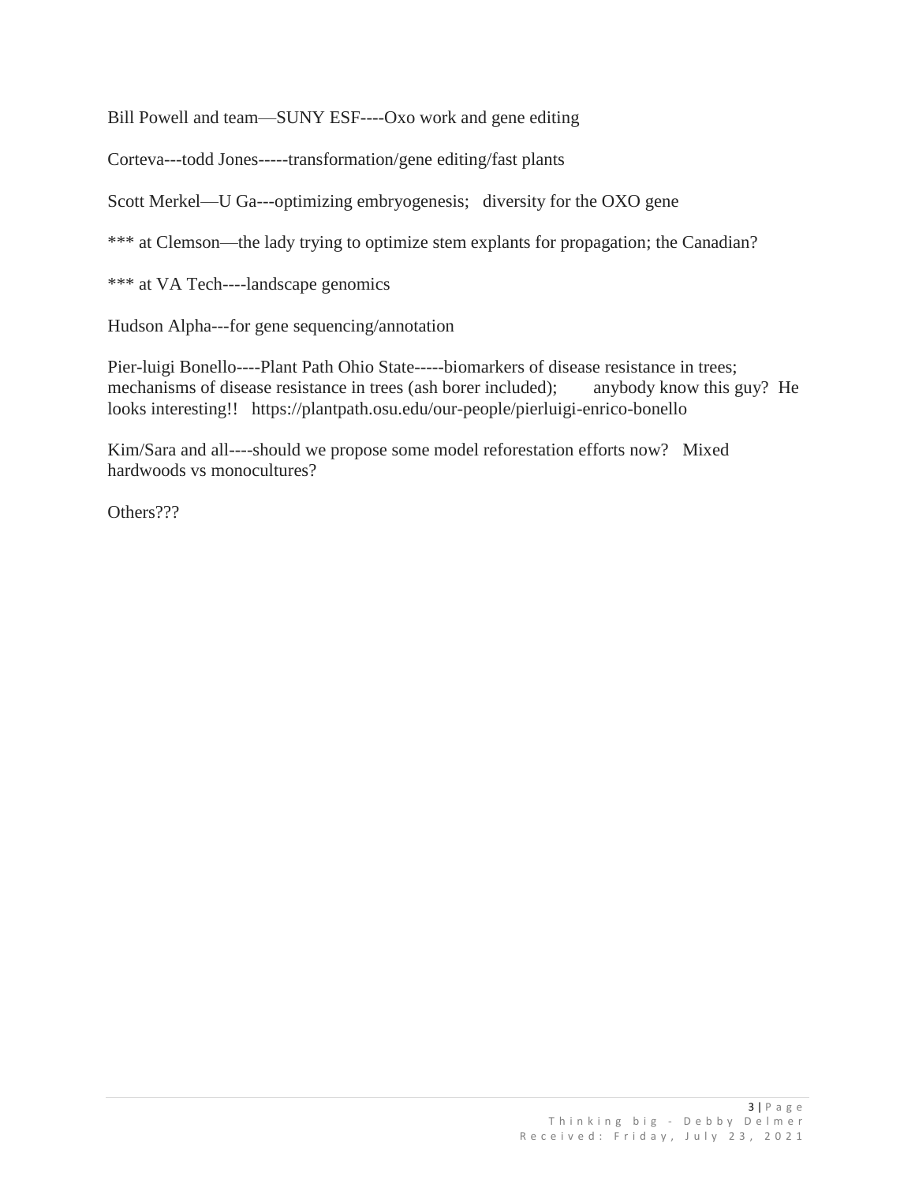Bill Powell and team—SUNY ESF----Oxo work and gene editing

Corteva---todd Jones-----transformation/gene editing/fast plants

Scott Merkel—U Ga---optimizing embryogenesis;   diversity for the OXO gene

*** at Clemson—the lady trying to optimize stem explants for propagation; the Canadian?

*** at VA Tech----landscape genomics

Hudson Alpha---for gene sequencing/annotation

Pier-luigi Bonello----Plant Path Ohio State-----biomarkers of disease resistance in trees; mechanisms of disease resistance in trees (ash borer included);     anybody know this guy?  He looks interesting!!   https://plantpath.osu.edu/our-people/pierluigi-enrico-bonello

Kim/Sara and all----should we propose some model reforestation efforts now?   Mixed hardwoods vs monocultures?

Others???